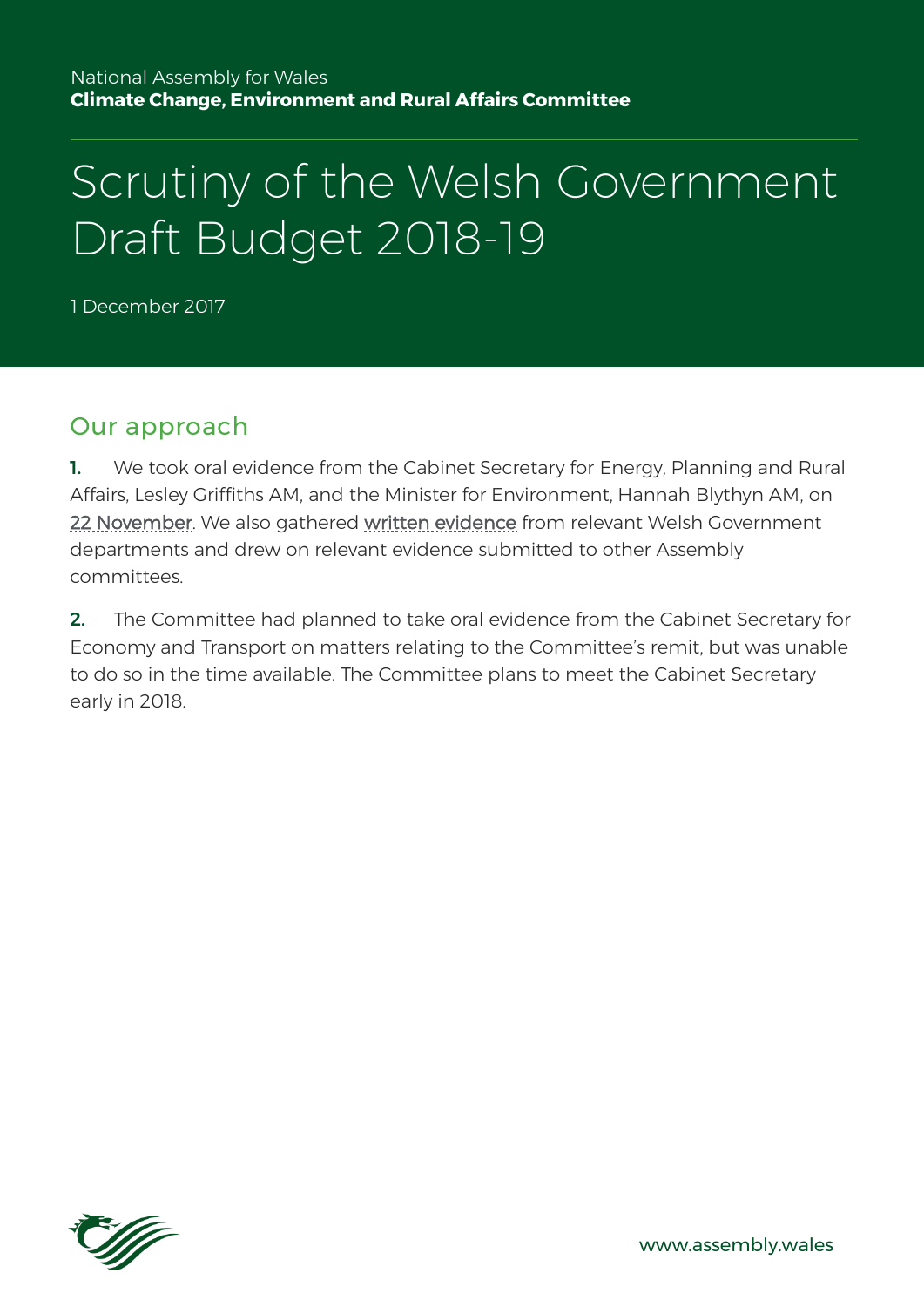National Assembly for Wales
**Climate Change, Environment and Rural Affairs Committee**

# Scrutiny of the Welsh Government Draft Budget 2018-19

1 December 2017

## Our approach

**1.** We took oral evidence from the Cabinet Secretary for Energy, Planning and Rural Affairs, Lesley Griffiths AM, and the Minister for Environment, Hannah Blythyn AM, on 22 November. We also gathered written evidence from relevant Welsh Government departments and drew on relevant evidence submitted to other Assembly committees.

**2.** The Committee had planned to take oral evidence from the Cabinet Secretary for Economy and Transport on matters relating to the Committee's remit, but was unable to do so in the time available. The Committee plans to meet the Cabinet Secretary early in 2018.

www.assembly.wales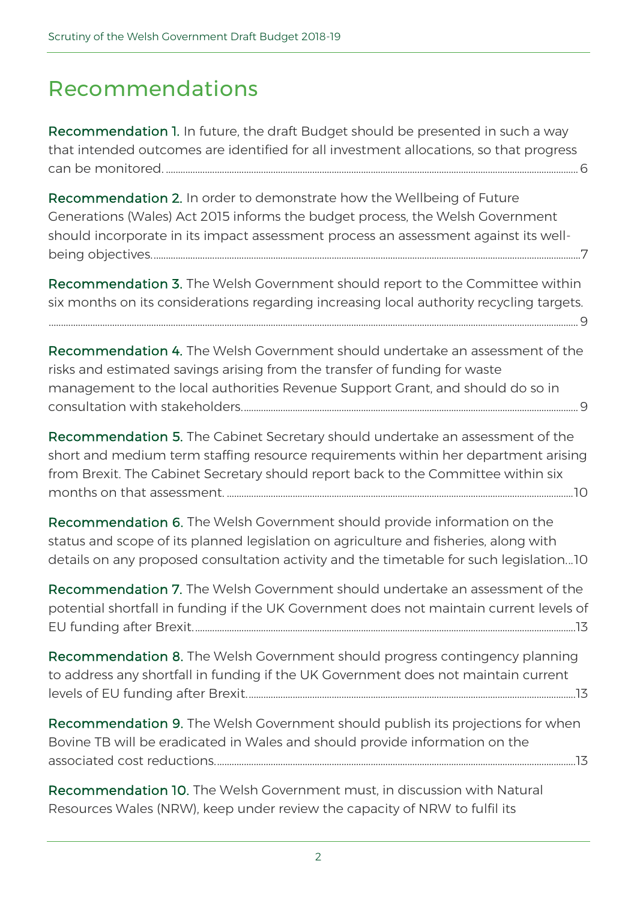# Recommendations

**Recommendation 1.** In future, the draft Budget should be presented in such a way that intended outcomes are identified for all investment allocations, so that progress can be monitored. ........ 6

**Recommendation 2.** In order to demonstrate how the Wellbeing of Future Generations (Wales) Act 2015 informs the budget process, the Welsh Government should incorporate in its impact assessment process an assessment against its well-being objectives. ........ 7

**Recommendation 3.** The Welsh Government should report to the Committee within six months on its considerations regarding increasing local authority recycling targets. ........ 9

**Recommendation 4.** The Welsh Government should undertake an assessment of the risks and estimated savings arising from the transfer of funding for waste management to the local authorities Revenue Support Grant, and should do so in consultation with stakeholders. ........ 9

**Recommendation 5.** The Cabinet Secretary should undertake an assessment of the short and medium term staffing resource requirements within her department arising from Brexit. The Cabinet Secretary should report back to the Committee within six months on that assessment. ........ 10

**Recommendation 6.** The Welsh Government should provide information on the status and scope of its planned legislation on agriculture and fisheries, along with details on any proposed consultation activity and the timetable for such legislation... 10

**Recommendation 7.** The Welsh Government should undertake an assessment of the potential shortfall in funding if the UK Government does not maintain current levels of EU funding after Brexit. ........ 13

**Recommendation 8.** The Welsh Government should progress contingency planning to address any shortfall in funding if the UK Government does not maintain current levels of EU funding after Brexit. ........ 13

**Recommendation 9.** The Welsh Government should publish its projections for when Bovine TB will be eradicated in Wales and should provide information on the associated cost reductions. ........ 13

**Recommendation 10.** The Welsh Government must, in discussion with Natural Resources Wales (NRW), keep under review the capacity of NRW to fulfil its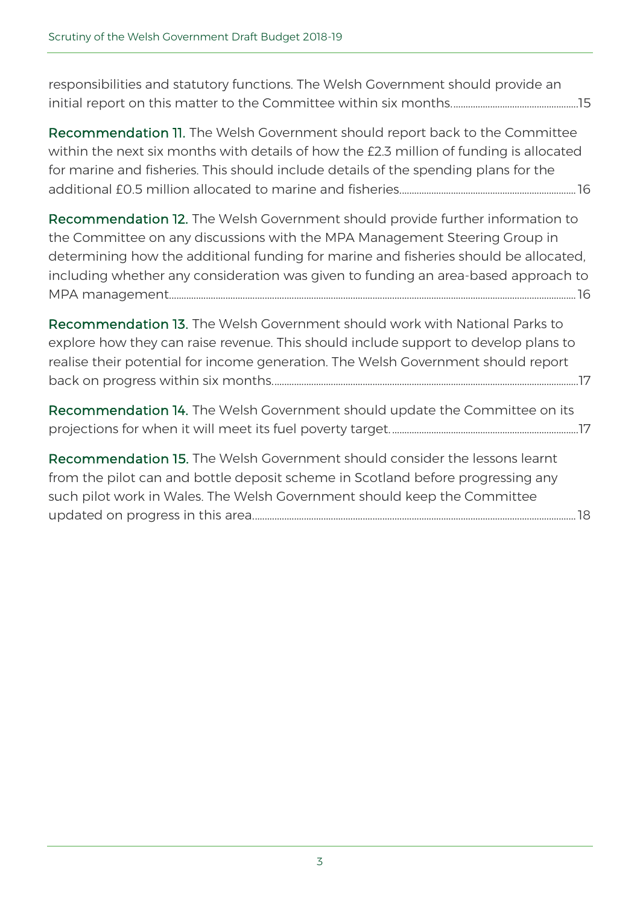responsibilities and statutory functions. The Welsh Government should provide an initial report on this matter to the Committee within six months. ..................................................15

**Recommendation 11.** The Welsh Government should report back to the Committee within the next six months with details of how the £2.3 million of funding is allocated for marine and fisheries. This should include details of the spending plans for the additional £0.5 million allocated to marine and fisheries. ..................................................16

**Recommendation 12.** The Welsh Government should provide further information to the Committee on any discussions with the MPA Management Steering Group in determining how the additional funding for marine and fisheries should be allocated, including whether any consideration was given to funding an area-based approach to MPA management. ..................................................16

**Recommendation 13.** The Welsh Government should work with National Parks to explore how they can raise revenue. This should include support to develop plans to realise their potential for income generation. The Welsh Government should report back on progress within six months. ..................................................17

**Recommendation 14.** The Welsh Government should update the Committee on its projections for when it will meet its fuel poverty target. ..................................................17

**Recommendation 15.** The Welsh Government should consider the lessons learnt from the pilot can and bottle deposit scheme in Scotland before progressing any such pilot work in Wales. The Welsh Government should keep the Committee updated on progress in this area. ..................................................18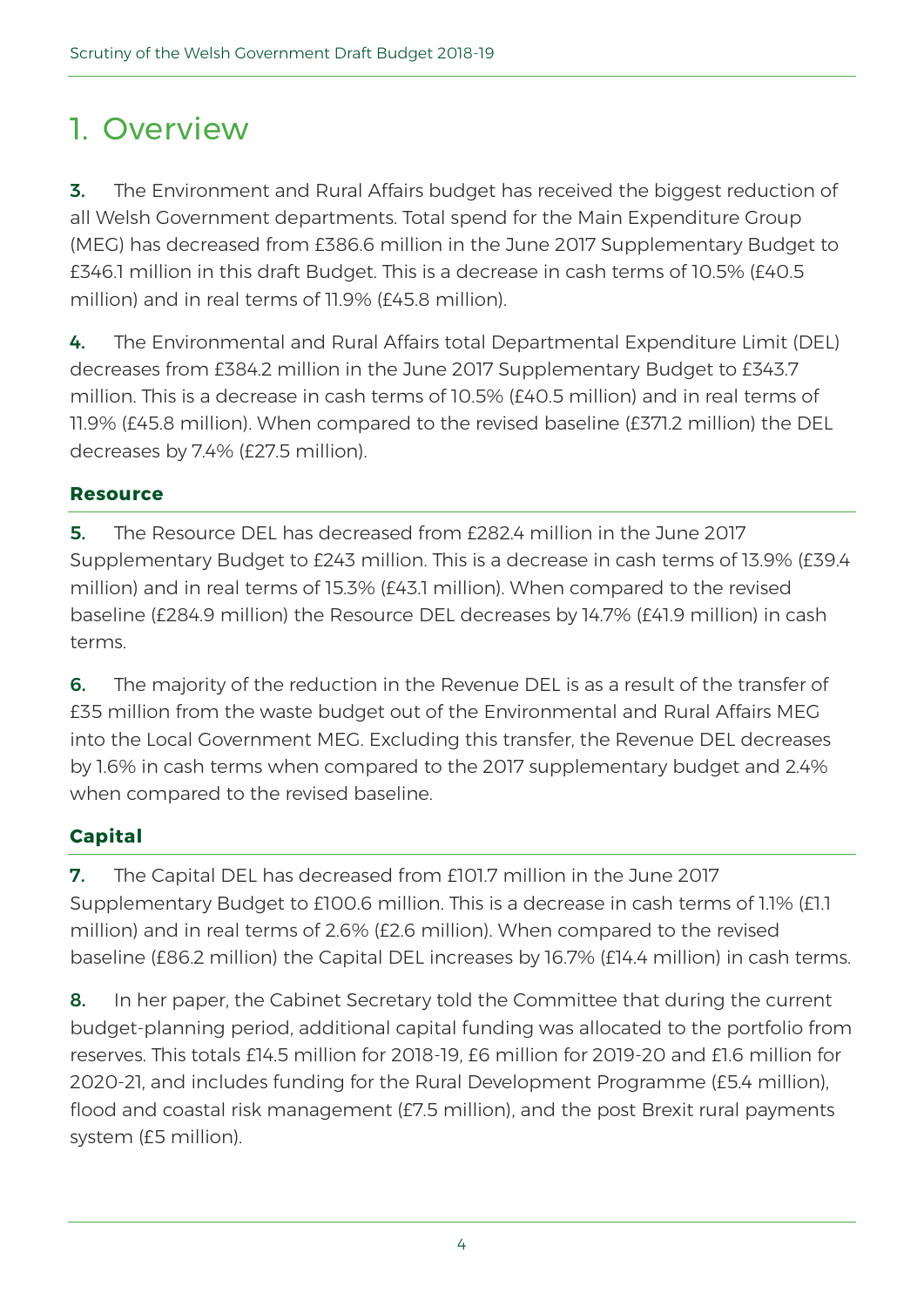# 1. Overview

**3.** The Environment and Rural Affairs budget has received the biggest reduction of all Welsh Government departments. Total spend for the Main Expenditure Group (MEG) has decreased from £386.6 million in the June 2017 Supplementary Budget to £346.1 million in this draft Budget. This is a decrease in cash terms of 10.5% (£40.5 million) and in real terms of 11.9% (£45.8 million).

**4.** The Environmental and Rural Affairs total Departmental Expenditure Limit (DEL) decreases from £384.2 million in the June 2017 Supplementary Budget to £343.7 million. This is a decrease in cash terms of 10.5% (£40.5 million) and in real terms of 11.9% (£45.8 million). When compared to the revised baseline (£371.2 million) the DEL decreases by 7.4% (£27.5 million).

### Resource

**5.** The Resource DEL has decreased from £282.4 million in the June 2017 Supplementary Budget to £243 million. This is a decrease in cash terms of 13.9% (£39.4 million) and in real terms of 15.3% (£43.1 million). When compared to the revised baseline (£284.9 million) the Resource DEL decreases by 14.7% (£41.9 million) in cash terms.

**6.** The majority of the reduction in the Revenue DEL is as a result of the transfer of £35 million from the waste budget out of the Environmental and Rural Affairs MEG into the Local Government MEG. Excluding this transfer, the Revenue DEL decreases by 1.6% in cash terms when compared to the 2017 supplementary budget and 2.4% when compared to the revised baseline.

### Capital

**7.** The Capital DEL has decreased from £101.7 million in the June 2017 Supplementary Budget to £100.6 million. This is a decrease in cash terms of 1.1% (£1.1 million) and in real terms of 2.6% (£2.6 million). When compared to the revised baseline (£86.2 million) the Capital DEL increases by 16.7% (£14.4 million) in cash terms.

**8.** In her paper, the Cabinet Secretary told the Committee that during the current budget-planning period, additional capital funding was allocated to the portfolio from reserves. This totals £14.5 million for 2018-19, £6 million for 2019-20 and £1.6 million for 2020-21, and includes funding for the Rural Development Programme (£5.4 million), flood and coastal risk management (£7.5 million), and the post Brexit rural payments system (£5 million).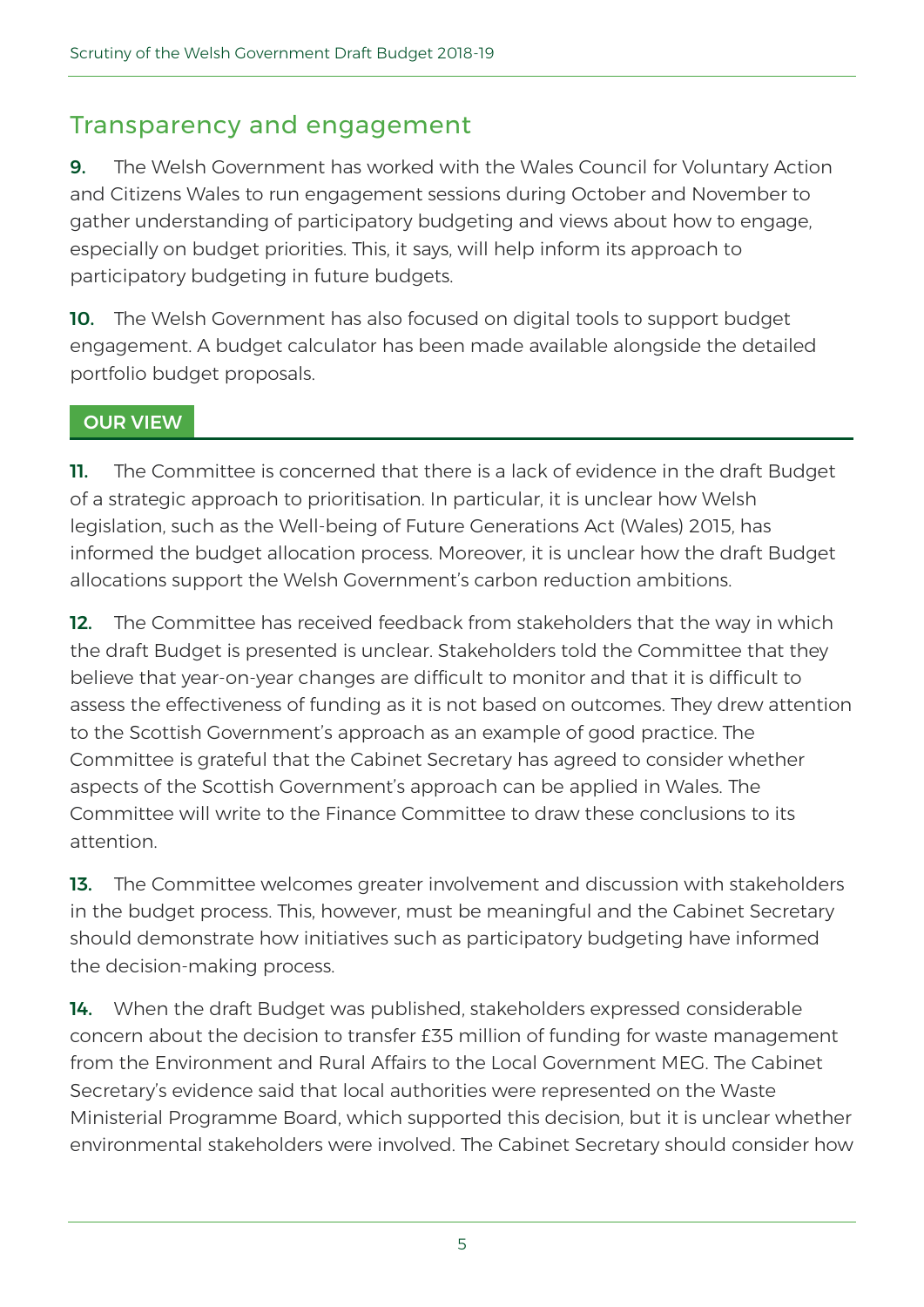## Transparency and engagement

**9.** The Welsh Government has worked with the Wales Council for Voluntary Action and Citizens Wales to run engagement sessions during October and November to gather understanding of participatory budgeting and views about how to engage, especially on budget priorities. This, it says, will help inform its approach to participatory budgeting in future budgets.

**10.** The Welsh Government has also focused on digital tools to support budget engagement. A budget calculator has been made available alongside the detailed portfolio budget proposals.

### OUR VIEW

**11.** The Committee is concerned that there is a lack of evidence in the draft Budget of a strategic approach to prioritisation. In particular, it is unclear how Welsh legislation, such as the Well-being of Future Generations Act (Wales) 2015, has informed the budget allocation process. Moreover, it is unclear how the draft Budget allocations support the Welsh Government's carbon reduction ambitions.

**12.** The Committee has received feedback from stakeholders that the way in which the draft Budget is presented is unclear. Stakeholders told the Committee that they believe that year-on-year changes are difficult to monitor and that it is difficult to assess the effectiveness of funding as it is not based on outcomes. They drew attention to the Scottish Government's approach as an example of good practice. The Committee is grateful that the Cabinet Secretary has agreed to consider whether aspects of the Scottish Government's approach can be applied in Wales. The Committee will write to the Finance Committee to draw these conclusions to its attention.

**13.** The Committee welcomes greater involvement and discussion with stakeholders in the budget process. This, however, must be meaningful and the Cabinet Secretary should demonstrate how initiatives such as participatory budgeting have informed the decision-making process.

**14.** When the draft Budget was published, stakeholders expressed considerable concern about the decision to transfer £35 million of funding for waste management from the Environment and Rural Affairs to the Local Government MEG. The Cabinet Secretary's evidence said that local authorities were represented on the Waste Ministerial Programme Board, which supported this decision, but it is unclear whether environmental stakeholders were involved. The Cabinet Secretary should consider how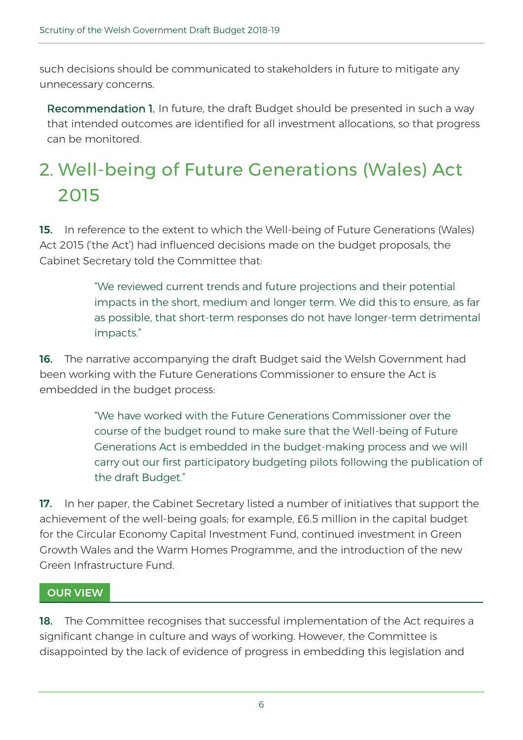such decisions should be communicated to stakeholders in future to mitigate any unnecessary concerns.

> **Recommendation 1.** In future, the draft Budget should be presented in such a way that intended outcomes are identified for all investment allocations, so that progress can be monitored.

# 2. Well-being of Future Generations (Wales) Act 2015

**15.** In reference to the extent to which the Well-being of Future Generations (Wales) Act 2015 ('the Act') had influenced decisions made on the budget proposals, the Cabinet Secretary told the Committee that:

> "We reviewed current trends and future projections and their potential impacts in the short, medium and longer term. We did this to ensure, as far as possible, that short-term responses do not have longer-term detrimental impacts."

**16.** The narrative accompanying the draft Budget said the Welsh Government had been working with the Future Generations Commissioner to ensure the Act is embedded in the budget process:

> "We have worked with the Future Generations Commissioner over the course of the budget round to make sure that the Well-being of Future Generations Act is embedded in the budget-making process and we will carry out our first participatory budgeting pilots following the publication of the draft Budget."

**17.** In her paper, the Cabinet Secretary listed a number of initiatives that support the achievement of the well-being goals; for example, £6.5 million in the capital budget for the Circular Economy Capital Investment Fund, continued investment in Green Growth Wales and the Warm Homes Programme, and the introduction of the new Green Infrastructure Fund.

### OUR VIEW

**18.** The Committee recognises that successful implementation of the Act requires a significant change in culture and ways of working. However, the Committee is disappointed by the lack of evidence of progress in embedding this legislation and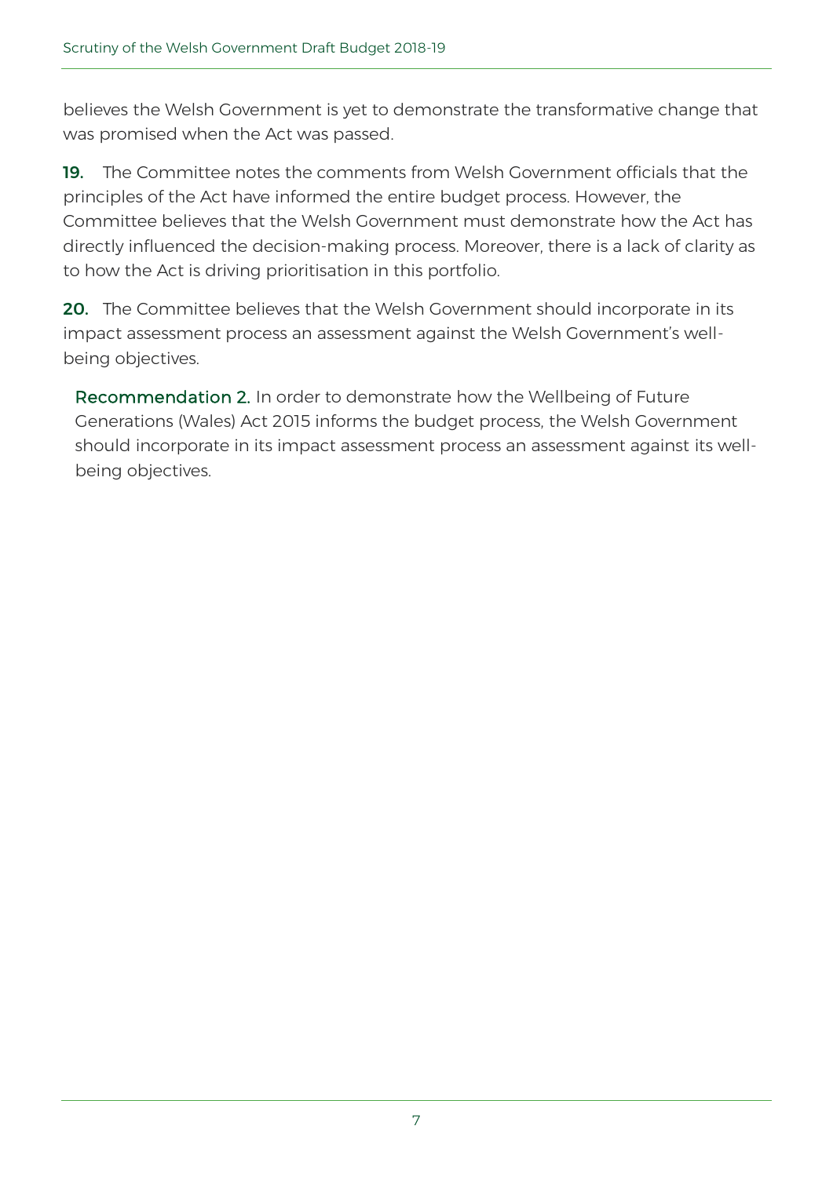believes the Welsh Government is yet to demonstrate the transformative change that was promised when the Act was passed.

**19.** The Committee notes the comments from Welsh Government officials that the principles of the Act have informed the entire budget process. However, the Committee believes that the Welsh Government must demonstrate how the Act has directly influenced the decision-making process. Moreover, there is a lack of clarity as to how the Act is driving prioritisation in this portfolio.

**20.** The Committee believes that the Welsh Government should incorporate in its impact assessment process an assessment against the Welsh Government's well-being objectives.

> Recommendation 2. In order to demonstrate how the Wellbeing of Future Generations (Wales) Act 2015 informs the budget process, the Welsh Government should incorporate in its impact assessment process an assessment against its well-being objectives.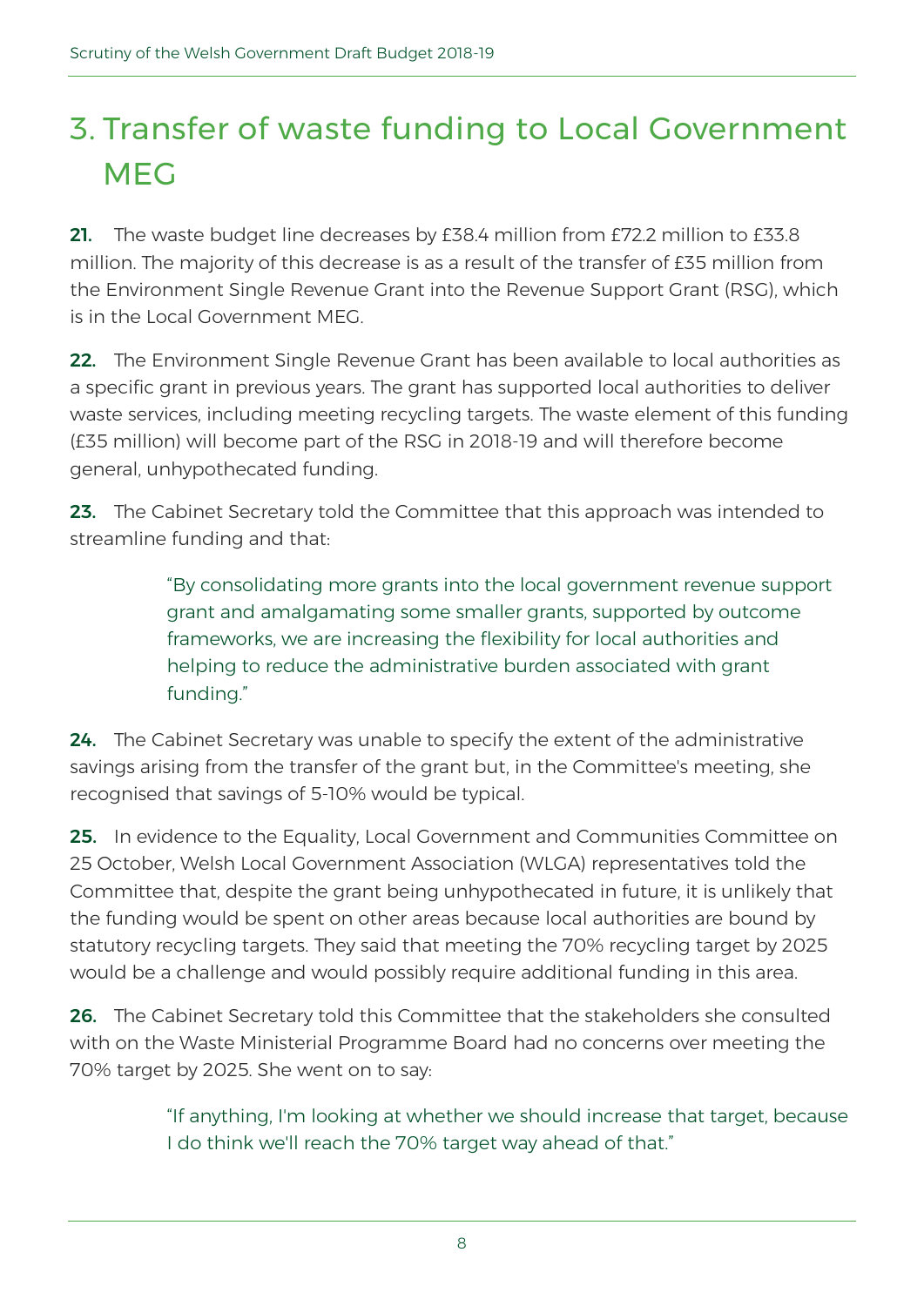# 3. Transfer of waste funding to Local Government MEG

**21.** The waste budget line decreases by £38.4 million from £72.2 million to £33.8 million. The majority of this decrease is as a result of the transfer of £35 million from the Environment Single Revenue Grant into the Revenue Support Grant (RSG), which is in the Local Government MEG.

**22.** The Environment Single Revenue Grant has been available to local authorities as a specific grant in previous years. The grant has supported local authorities to deliver waste services, including meeting recycling targets. The waste element of this funding (£35 million) will become part of the RSG in 2018-19 and will therefore become general, unhypothecated funding.

**23.** The Cabinet Secretary told the Committee that this approach was intended to streamline funding and that:

> "By consolidating more grants into the local government revenue support grant and amalgamating some smaller grants, supported by outcome frameworks, we are increasing the flexibility for local authorities and helping to reduce the administrative burden associated with grant funding."

**24.** The Cabinet Secretary was unable to specify the extent of the administrative savings arising from the transfer of the grant but, in the Committee's meeting, she recognised that savings of 5-10% would be typical.

**25.** In evidence to the Equality, Local Government and Communities Committee on 25 October, Welsh Local Government Association (WLGA) representatives told the Committee that, despite the grant being unhypothecated in future, it is unlikely that the funding would be spent on other areas because local authorities are bound by statutory recycling targets. They said that meeting the 70% recycling target by 2025 would be a challenge and would possibly require additional funding in this area.

**26.** The Cabinet Secretary told this Committee that the stakeholders she consulted with on the Waste Ministerial Programme Board had no concerns over meeting the 70% target by 2025. She went on to say:

> "If anything, I'm looking at whether we should increase that target, because I do think we'll reach the 70% target way ahead of that."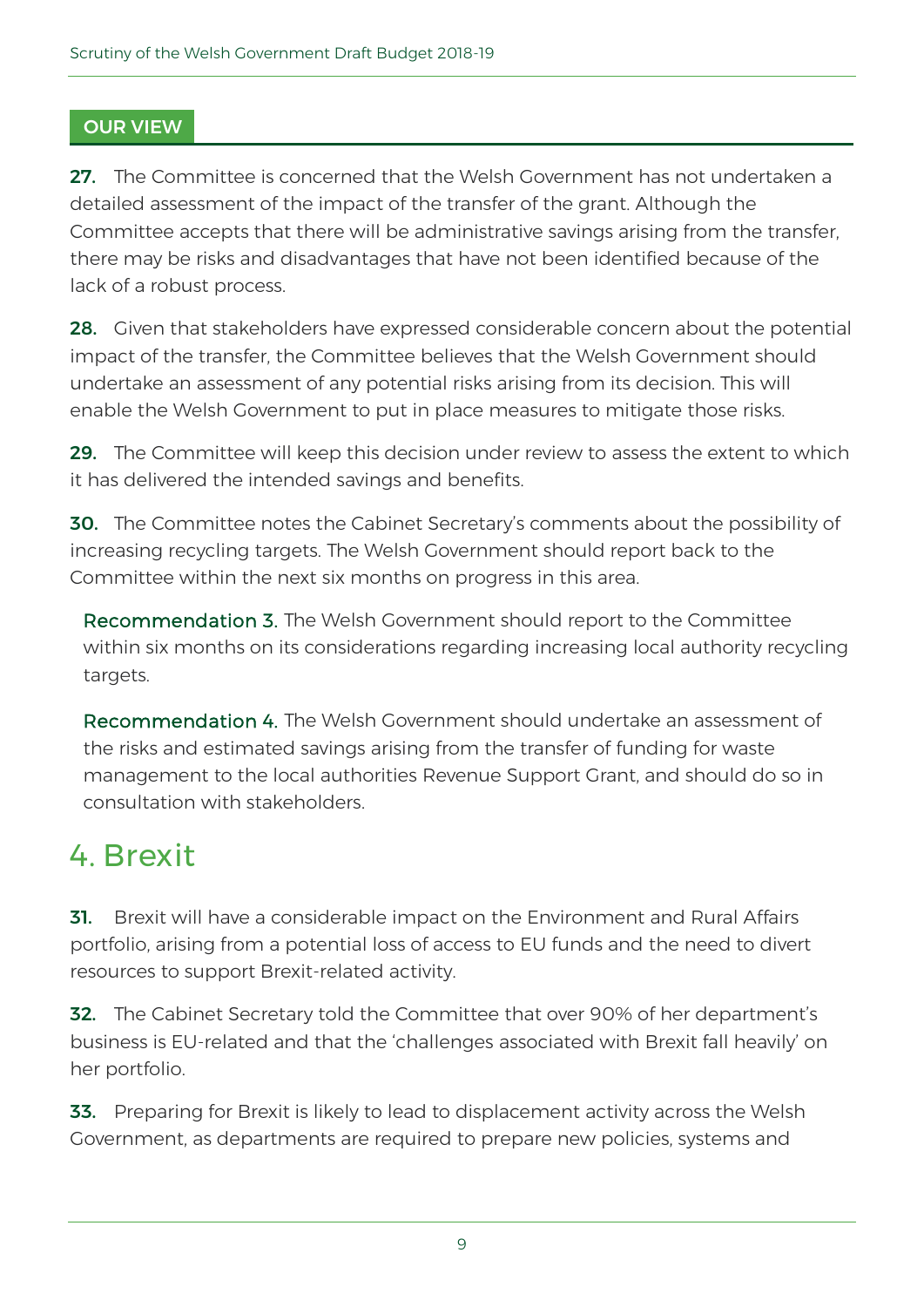### OUR VIEW

**27.** The Committee is concerned that the Welsh Government has not undertaken a detailed assessment of the impact of the transfer of the grant. Although the Committee accepts that there will be administrative savings arising from the transfer, there may be risks and disadvantages that have not been identified because of the lack of a robust process.

**28.** Given that stakeholders have expressed considerable concern about the potential impact of the transfer, the Committee believes that the Welsh Government should undertake an assessment of any potential risks arising from its decision. This will enable the Welsh Government to put in place measures to mitigate those risks.

**29.** The Committee will keep this decision under review to assess the extent to which it has delivered the intended savings and benefits.

**30.** The Committee notes the Cabinet Secretary's comments about the possibility of increasing recycling targets. The Welsh Government should report back to the Committee within the next six months on progress in this area.

> Recommendation 3. The Welsh Government should report to the Committee within six months on its considerations regarding increasing local authority recycling targets.

> Recommendation 4. The Welsh Government should undertake an assessment of the risks and estimated savings arising from the transfer of funding for waste management to the local authorities Revenue Support Grant, and should do so in consultation with stakeholders.

## 4. Brexit

**31.** Brexit will have a considerable impact on the Environment and Rural Affairs portfolio, arising from a potential loss of access to EU funds and the need to divert resources to support Brexit-related activity.

**32.** The Cabinet Secretary told the Committee that over 90% of her department's business is EU-related and that the 'challenges associated with Brexit fall heavily' on her portfolio.

**33.** Preparing for Brexit is likely to lead to displacement activity across the Welsh Government, as departments are required to prepare new policies, systems and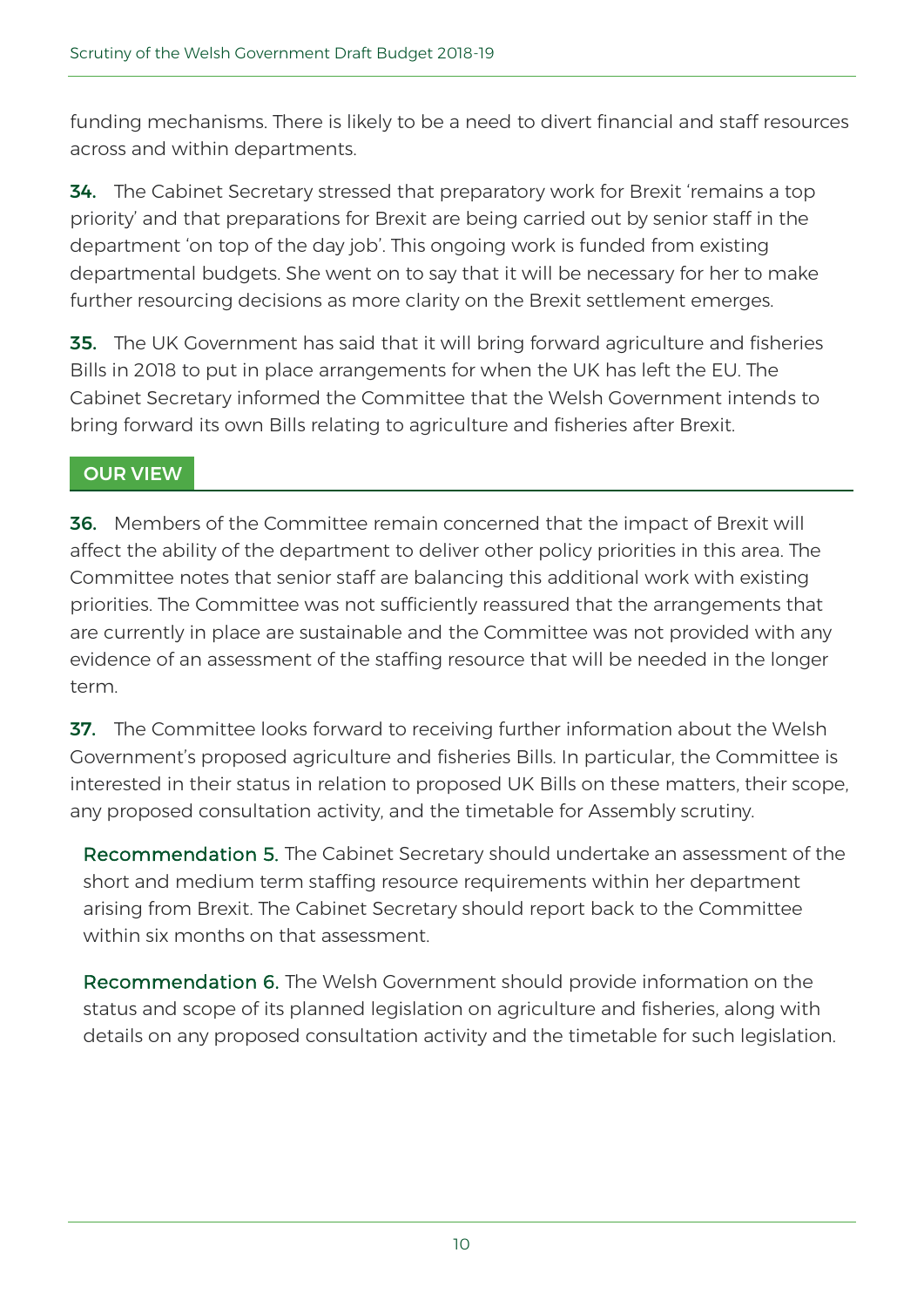funding mechanisms. There is likely to be a need to divert financial and staff resources across and within departments.

**34.** The Cabinet Secretary stressed that preparatory work for Brexit 'remains a top priority' and that preparations for Brexit are being carried out by senior staff in the department 'on top of the day job'. This ongoing work is funded from existing departmental budgets. She went on to say that it will be necessary for her to make further resourcing decisions as more clarity on the Brexit settlement emerges.

**35.** The UK Government has said that it will bring forward agriculture and fisheries Bills in 2018 to put in place arrangements for when the UK has left the EU. The Cabinet Secretary informed the Committee that the Welsh Government intends to bring forward its own Bills relating to agriculture and fisheries after Brexit.

## OUR VIEW

**36.** Members of the Committee remain concerned that the impact of Brexit will affect the ability of the department to deliver other policy priorities in this area. The Committee notes that senior staff are balancing this additional work with existing priorities. The Committee was not sufficiently reassured that the arrangements that are currently in place are sustainable and the Committee was not provided with any evidence of an assessment of the staffing resource that will be needed in the longer term.

**37.** The Committee looks forward to receiving further information about the Welsh Government's proposed agriculture and fisheries Bills. In particular, the Committee is interested in their status in relation to proposed UK Bills on these matters, their scope, any proposed consultation activity, and the timetable for Assembly scrutiny.

**Recommendation 5.** The Cabinet Secretary should undertake an assessment of the short and medium term staffing resource requirements within her department arising from Brexit. The Cabinet Secretary should report back to the Committee within six months on that assessment.

**Recommendation 6.** The Welsh Government should provide information on the status and scope of its planned legislation on agriculture and fisheries, along with details on any proposed consultation activity and the timetable for such legislation.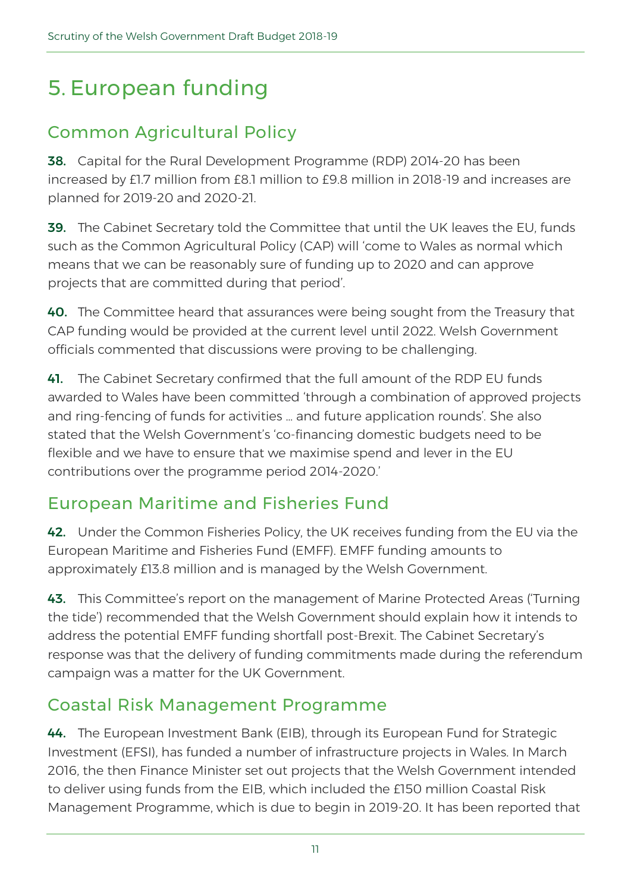# 5. European funding

## Common Agricultural Policy

**38.** Capital for the Rural Development Programme (RDP) 2014-20 has been increased by £1.7 million from £8.1 million to £9.8 million in 2018-19 and increases are planned for 2019-20 and 2020-21.

**39.** The Cabinet Secretary told the Committee that until the UK leaves the EU, funds such as the Common Agricultural Policy (CAP) will 'come to Wales as normal which means that we can be reasonably sure of funding up to 2020 and can approve projects that are committed during that period'.

**40.** The Committee heard that assurances were being sought from the Treasury that CAP funding would be provided at the current level until 2022. Welsh Government officials commented that discussions were proving to be challenging.

**41.** The Cabinet Secretary confirmed that the full amount of the RDP EU funds awarded to Wales have been committed 'through a combination of approved projects and ring-fencing of funds for activities … and future application rounds'. She also stated that the Welsh Government's 'co-financing domestic budgets need to be flexible and we have to ensure that we maximise spend and lever in the EU contributions over the programme period 2014-2020.'

## European Maritime and Fisheries Fund

**42.** Under the Common Fisheries Policy, the UK receives funding from the EU via the European Maritime and Fisheries Fund (EMFF). EMFF funding amounts to approximately £13.8 million and is managed by the Welsh Government.

**43.** This Committee's report on the management of Marine Protected Areas ('Turning the tide') recommended that the Welsh Government should explain how it intends to address the potential EMFF funding shortfall post-Brexit. The Cabinet Secretary's response was that the delivery of funding commitments made during the referendum campaign was a matter for the UK Government.

## Coastal Risk Management Programme

**44.** The European Investment Bank (EIB), through its European Fund for Strategic Investment (EFSI), has funded a number of infrastructure projects in Wales. In March 2016, the then Finance Minister set out projects that the Welsh Government intended to deliver using funds from the EIB, which included the £150 million Coastal Risk Management Programme, which is due to begin in 2019-20. It has been reported that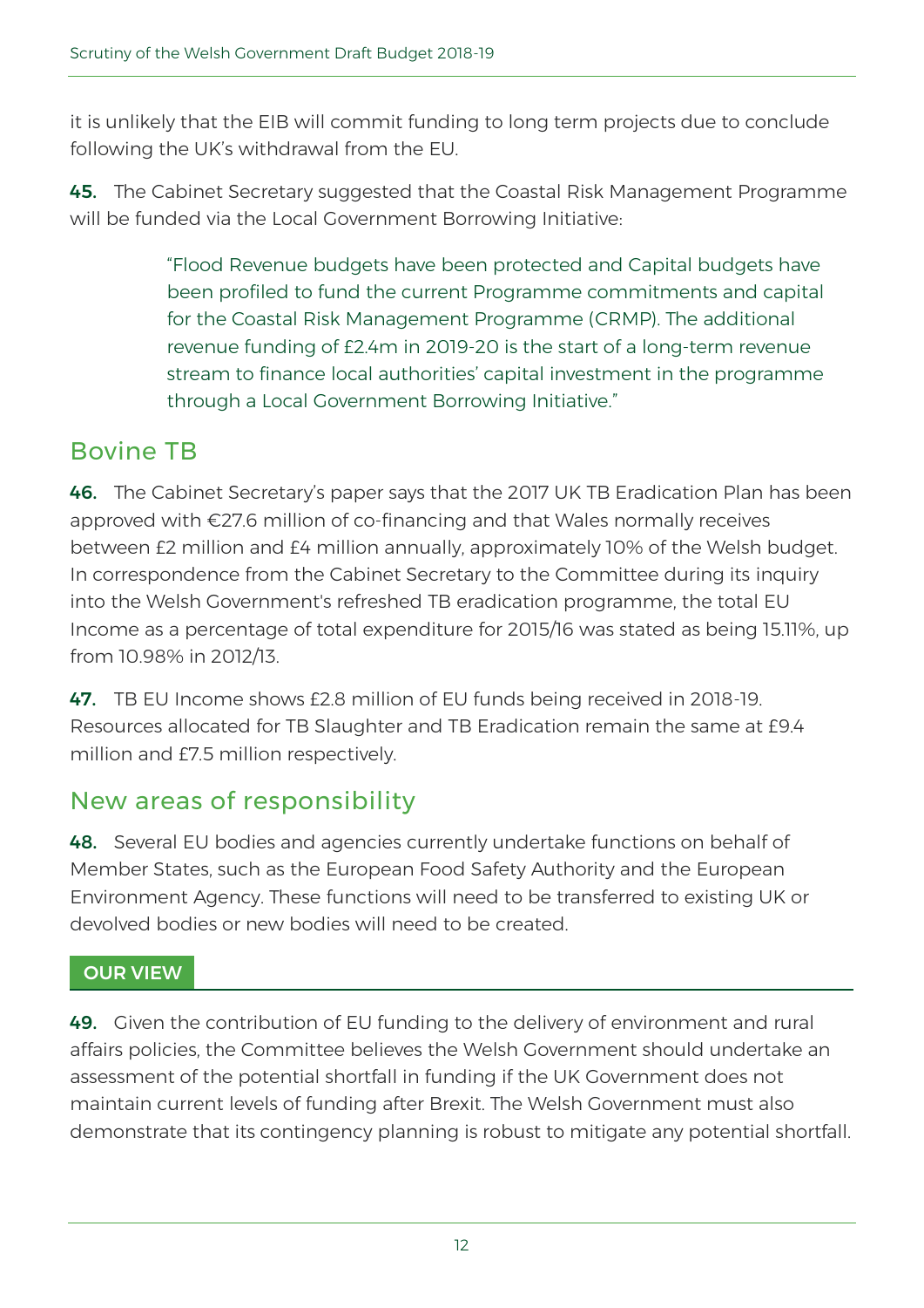it is unlikely that the EIB will commit funding to long term projects due to conclude following the UK's withdrawal from the EU.

**45.** The Cabinet Secretary suggested that the Coastal Risk Management Programme will be funded via the Local Government Borrowing Initiative:

> "Flood Revenue budgets have been protected and Capital budgets have been profiled to fund the current Programme commitments and capital for the Coastal Risk Management Programme (CRMP). The additional revenue funding of £2.4m in 2019-20 is the start of a long-term revenue stream to finance local authorities' capital investment in the programme through a Local Government Borrowing Initiative."

## Bovine TB

**46.** The Cabinet Secretary's paper says that the 2017 UK TB Eradication Plan has been approved with €27.6 million of co-financing and that Wales normally receives between £2 million and £4 million annually, approximately 10% of the Welsh budget. In correspondence from the Cabinet Secretary to the Committee during its inquiry into the Welsh Government's refreshed TB eradication programme, the total EU Income as a percentage of total expenditure for 2015/16 was stated as being 15.11%, up from 10.98% in 2012/13.

**47.** TB EU Income shows £2.8 million of EU funds being received in 2018-19. Resources allocated for TB Slaughter and TB Eradication remain the same at £9.4 million and £7.5 million respectively.

## New areas of responsibility

**48.** Several EU bodies and agencies currently undertake functions on behalf of Member States, such as the European Food Safety Authority and the European Environment Agency. These functions will need to be transferred to existing UK or devolved bodies or new bodies will need to be created.

### OUR VIEW

**49.** Given the contribution of EU funding to the delivery of environment and rural affairs policies, the Committee believes the Welsh Government should undertake an assessment of the potential shortfall in funding if the UK Government does not maintain current levels of funding after Brexit. The Welsh Government must also demonstrate that its contingency planning is robust to mitigate any potential shortfall.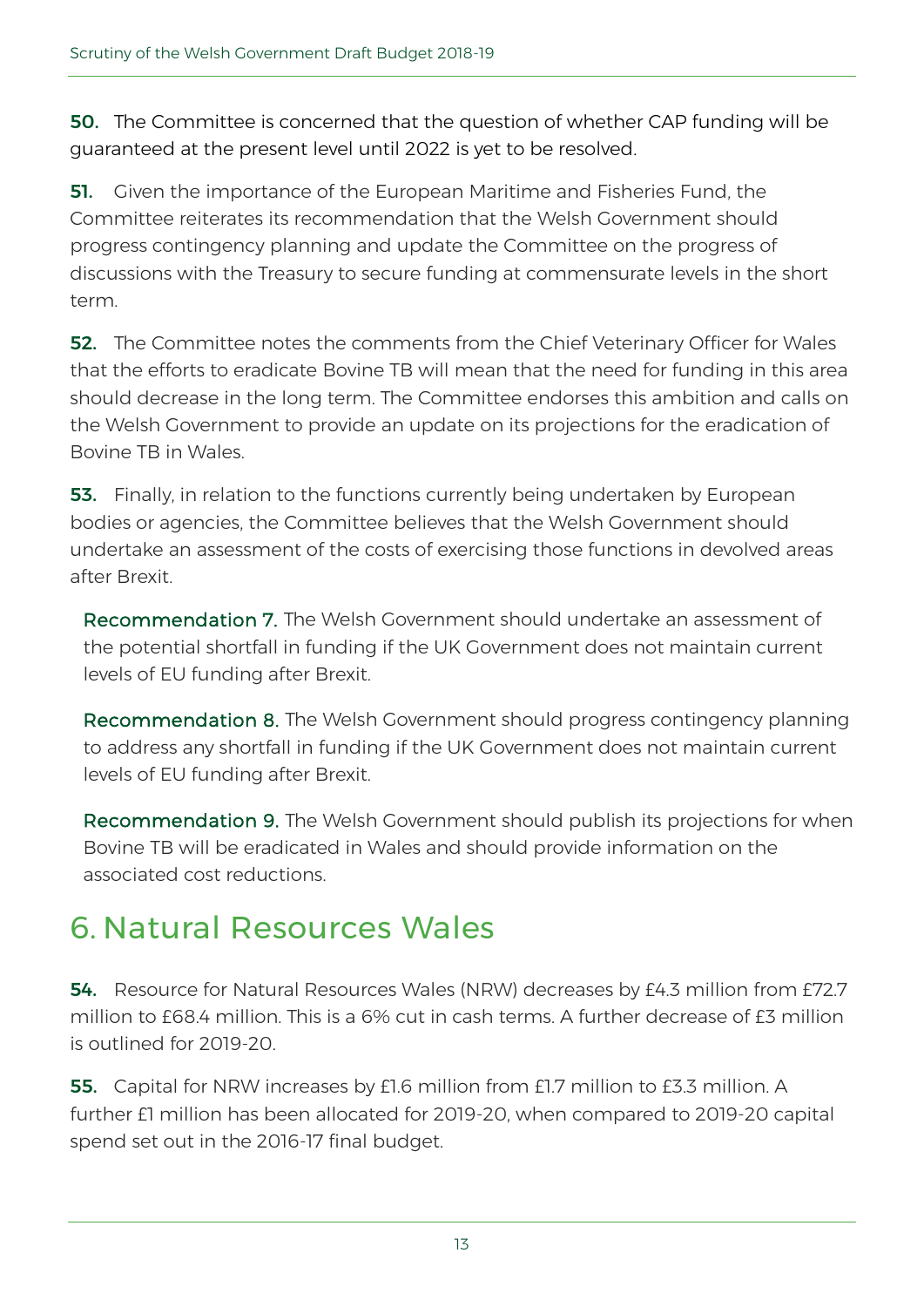**50.** The Committee is concerned that the question of whether CAP funding will be guaranteed at the present level until 2022 is yet to be resolved.

**51.** Given the importance of the European Maritime and Fisheries Fund, the Committee reiterates its recommendation that the Welsh Government should progress contingency planning and update the Committee on the progress of discussions with the Treasury to secure funding at commensurate levels in the short term.

**52.** The Committee notes the comments from the Chief Veterinary Officer for Wales that the efforts to eradicate Bovine TB will mean that the need for funding in this area should decrease in the long term. The Committee endorses this ambition and calls on the Welsh Government to provide an update on its projections for the eradication of Bovine TB in Wales.

**53.** Finally, in relation to the functions currently being undertaken by European bodies or agencies, the Committee believes that the Welsh Government should undertake an assessment of the costs of exercising those functions in devolved areas after Brexit.

> **Recommendation 7.** The Welsh Government should undertake an assessment of the potential shortfall in funding if the UK Government does not maintain current levels of EU funding after Brexit.
>
> **Recommendation 8.** The Welsh Government should progress contingency planning to address any shortfall in funding if the UK Government does not maintain current levels of EU funding after Brexit.
>
> **Recommendation 9.** The Welsh Government should publish its projections for when Bovine TB will be eradicated in Wales and should provide information on the associated cost reductions.

# 6. Natural Resources Wales

**54.** Resource for Natural Resources Wales (NRW) decreases by £4.3 million from £72.7 million to £68.4 million. This is a 6% cut in cash terms. A further decrease of £3 million is outlined for 2019-20.

**55.** Capital for NRW increases by £1.6 million from £1.7 million to £3.3 million. A further £1 million has been allocated for 2019-20, when compared to 2019-20 capital spend set out in the 2016-17 final budget.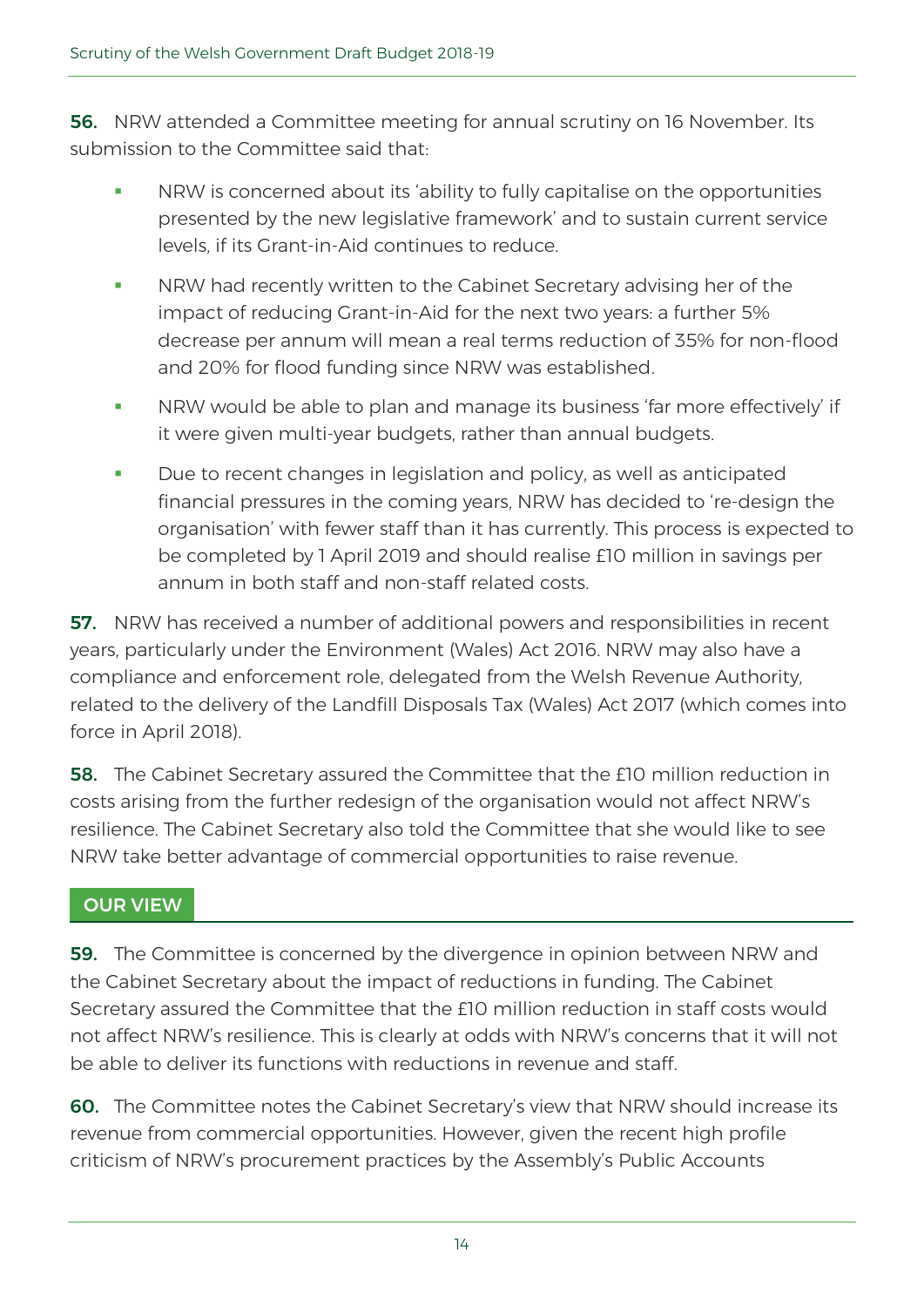**56.** NRW attended a Committee meeting for annual scrutiny on 16 November. Its submission to the Committee said that:

- NRW is concerned about its 'ability to fully capitalise on the opportunities presented by the new legislative framework' and to sustain current service levels, if its Grant-in-Aid continues to reduce.
- NRW had recently written to the Cabinet Secretary advising her of the impact of reducing Grant-in-Aid for the next two years: a further 5% decrease per annum will mean a real terms reduction of 35% for non-flood and 20% for flood funding since NRW was established.
- NRW would be able to plan and manage its business 'far more effectively' if it were given multi-year budgets, rather than annual budgets.
- Due to recent changes in legislation and policy, as well as anticipated financial pressures in the coming years, NRW has decided to 're-design the organisation' with fewer staff than it has currently. This process is expected to be completed by 1 April 2019 and should realise £10 million in savings per annum in both staff and non-staff related costs.

**57.** NRW has received a number of additional powers and responsibilities in recent years, particularly under the Environment (Wales) Act 2016. NRW may also have a compliance and enforcement role, delegated from the Welsh Revenue Authority, related to the delivery of the Landfill Disposals Tax (Wales) Act 2017 (which comes into force in April 2018).

**58.** The Cabinet Secretary assured the Committee that the £10 million reduction in costs arising from the further redesign of the organisation would not affect NRW's resilience. The Cabinet Secretary also told the Committee that she would like to see NRW take better advantage of commercial opportunities to raise revenue.

## OUR VIEW

**59.** The Committee is concerned by the divergence in opinion between NRW and the Cabinet Secretary about the impact of reductions in funding. The Cabinet Secretary assured the Committee that the £10 million reduction in staff costs would not affect NRW's resilience. This is clearly at odds with NRW's concerns that it will not be able to deliver its functions with reductions in revenue and staff.

**60.** The Committee notes the Cabinet Secretary's view that NRW should increase its revenue from commercial opportunities. However, given the recent high profile criticism of NRW's procurement practices by the Assembly's Public Accounts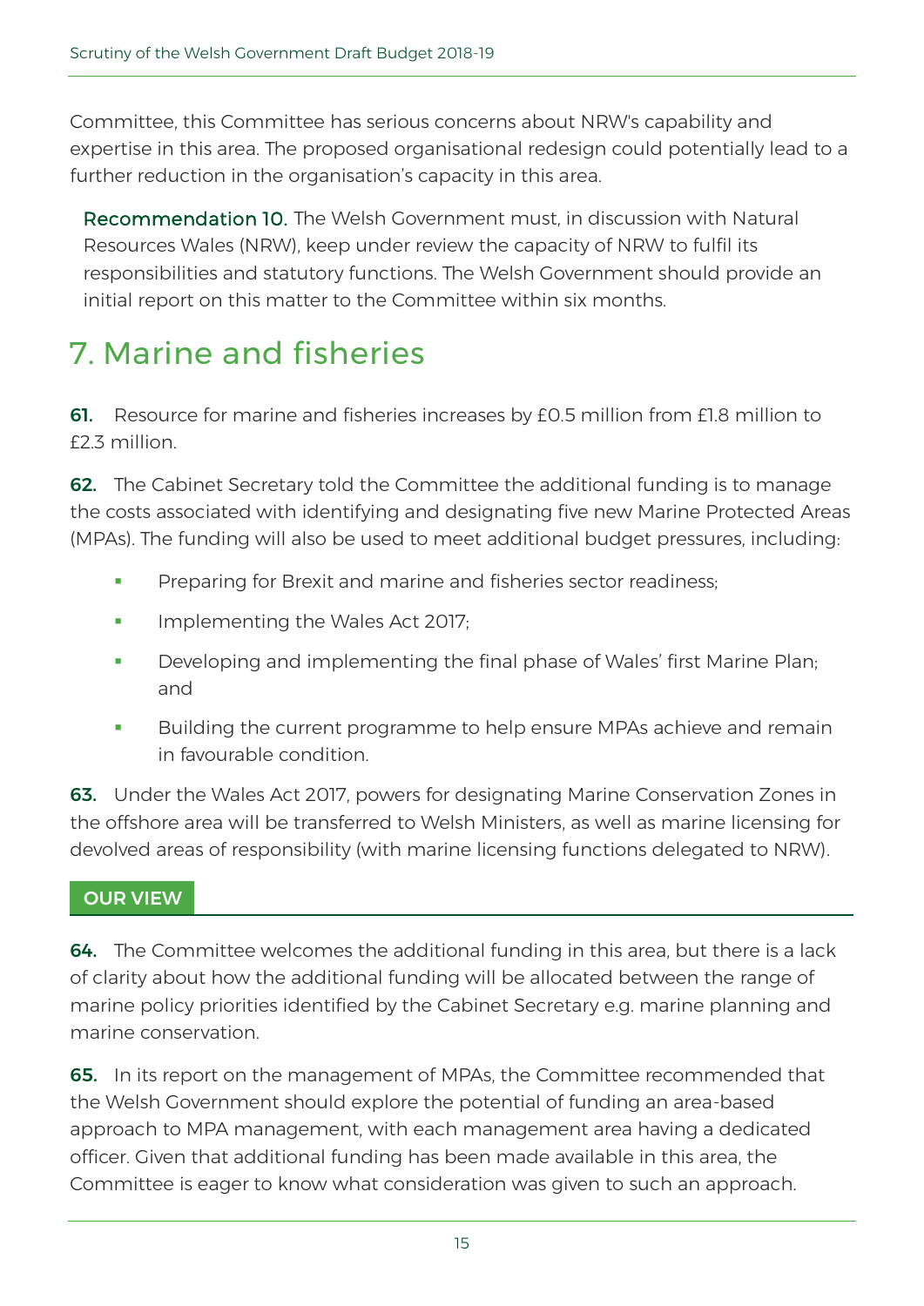Committee, this Committee has serious concerns about NRW's capability and expertise in this area. The proposed organisational redesign could potentially lead to a further reduction in the organisation's capacity in this area.

**Recommendation 10.** The Welsh Government must, in discussion with Natural Resources Wales (NRW), keep under review the capacity of NRW to fulfil its responsibilities and statutory functions. The Welsh Government should provide an initial report on this matter to the Committee within six months.

## 7. Marine and fisheries

**61.** Resource for marine and fisheries increases by £0.5 million from £1.8 million to £2.3 million.

**62.** The Cabinet Secretary told the Committee the additional funding is to manage the costs associated with identifying and designating five new Marine Protected Areas (MPAs). The funding will also be used to meet additional budget pressures, including:

- Preparing for Brexit and marine and fisheries sector readiness;
- Implementing the Wales Act 2017;
- Developing and implementing the final phase of Wales' first Marine Plan; and
- Building the current programme to help ensure MPAs achieve and remain in favourable condition.

**63.** Under the Wales Act 2017, powers for designating Marine Conservation Zones in the offshore area will be transferred to Welsh Ministers, as well as marine licensing for devolved areas of responsibility (with marine licensing functions delegated to NRW).

### OUR VIEW

**64.** The Committee welcomes the additional funding in this area, but there is a lack of clarity about how the additional funding will be allocated between the range of marine policy priorities identified by the Cabinet Secretary e.g. marine planning and marine conservation.

**65.** In its report on the management of MPAs, the Committee recommended that the Welsh Government should explore the potential of funding an area-based approach to MPA management, with each management area having a dedicated officer. Given that additional funding has been made available in this area, the Committee is eager to know what consideration was given to such an approach.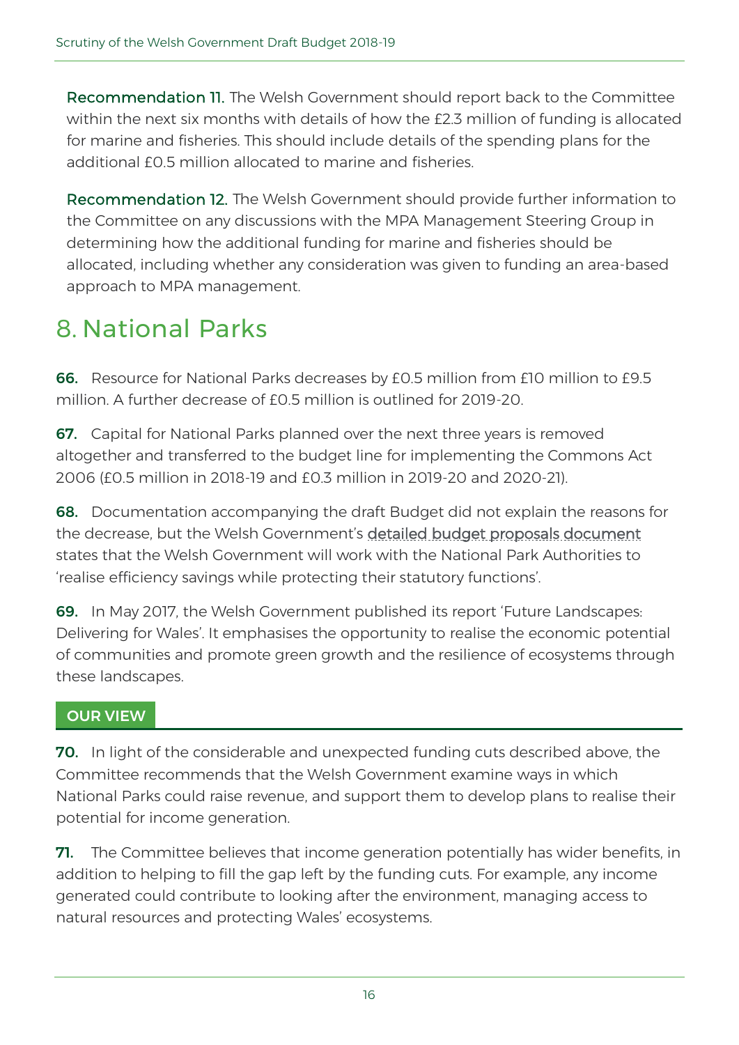**Recommendation 11.** The Welsh Government should report back to the Committee within the next six months with details of how the £2.3 million of funding is allocated for marine and fisheries. This should include details of the spending plans for the additional £0.5 million allocated to marine and fisheries.

**Recommendation 12.** The Welsh Government should provide further information to the Committee on any discussions with the MPA Management Steering Group in determining how the additional funding for marine and fisheries should be allocated, including whether any consideration was given to funding an area-based approach to MPA management.

# 8. National Parks

**66.** Resource for National Parks decreases by £0.5 million from £10 million to £9.5 million. A further decrease of £0.5 million is outlined for 2019-20.

**67.** Capital for National Parks planned over the next three years is removed altogether and transferred to the budget line for implementing the Commons Act 2006 (£0.5 million in 2018-19 and £0.3 million in 2019-20 and 2020-21).

**68.** Documentation accompanying the draft Budget did not explain the reasons for the decrease, but the Welsh Government's detailed budget proposals document states that the Welsh Government will work with the National Park Authorities to 'realise efficiency savings while protecting their statutory functions'.

**69.** In May 2017, the Welsh Government published its report 'Future Landscapes: Delivering for Wales'. It emphasises the opportunity to realise the economic potential of communities and promote green growth and the resilience of ecosystems through these landscapes.

### OUR VIEW

**70.** In light of the considerable and unexpected funding cuts described above, the Committee recommends that the Welsh Government examine ways in which National Parks could raise revenue, and support them to develop plans to realise their potential for income generation.

**71.** The Committee believes that income generation potentially has wider benefits, in addition to helping to fill the gap left by the funding cuts. For example, any income generated could contribute to looking after the environment, managing access to natural resources and protecting Wales' ecosystems.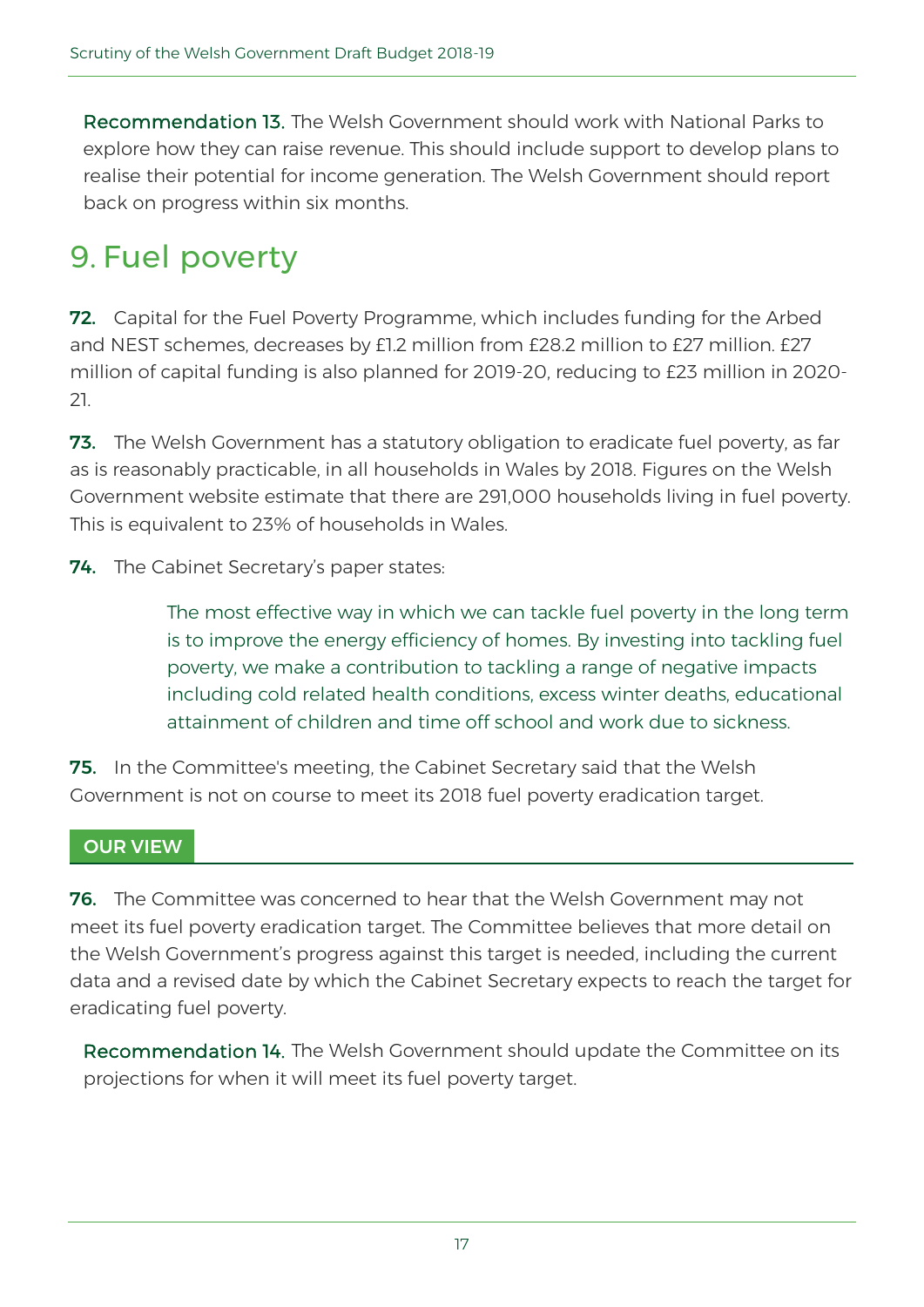**Recommendation 13.** The Welsh Government should work with National Parks to explore how they can raise revenue. This should include support to develop plans to realise their potential for income generation. The Welsh Government should report back on progress within six months.

## 9. Fuel poverty

**72.** Capital for the Fuel Poverty Programme, which includes funding for the Arbed and NEST schemes, decreases by £1.2 million from £28.2 million to £27 million. £27 million of capital funding is also planned for 2019-20, reducing to £23 million in 2020-21.

**73.** The Welsh Government has a statutory obligation to eradicate fuel poverty, as far as is reasonably practicable, in all households in Wales by 2018. Figures on the Welsh Government website estimate that there are 291,000 households living in fuel poverty. This is equivalent to 23% of households in Wales.

**74.** The Cabinet Secretary's paper states:

> The most effective way in which we can tackle fuel poverty in the long term is to improve the energy efficiency of homes. By investing into tackling fuel poverty, we make a contribution to tackling a range of negative impacts including cold related health conditions, excess winter deaths, educational attainment of children and time off school and work due to sickness.

**75.** In the Committee's meeting, the Cabinet Secretary said that the Welsh Government is not on course to meet its 2018 fuel poverty eradication target.

### OUR VIEW

**76.** The Committee was concerned to hear that the Welsh Government may not meet its fuel poverty eradication target. The Committee believes that more detail on the Welsh Government's progress against this target is needed, including the current data and a revised date by which the Cabinet Secretary expects to reach the target for eradicating fuel poverty.

**Recommendation 14.** The Welsh Government should update the Committee on its projections for when it will meet its fuel poverty target.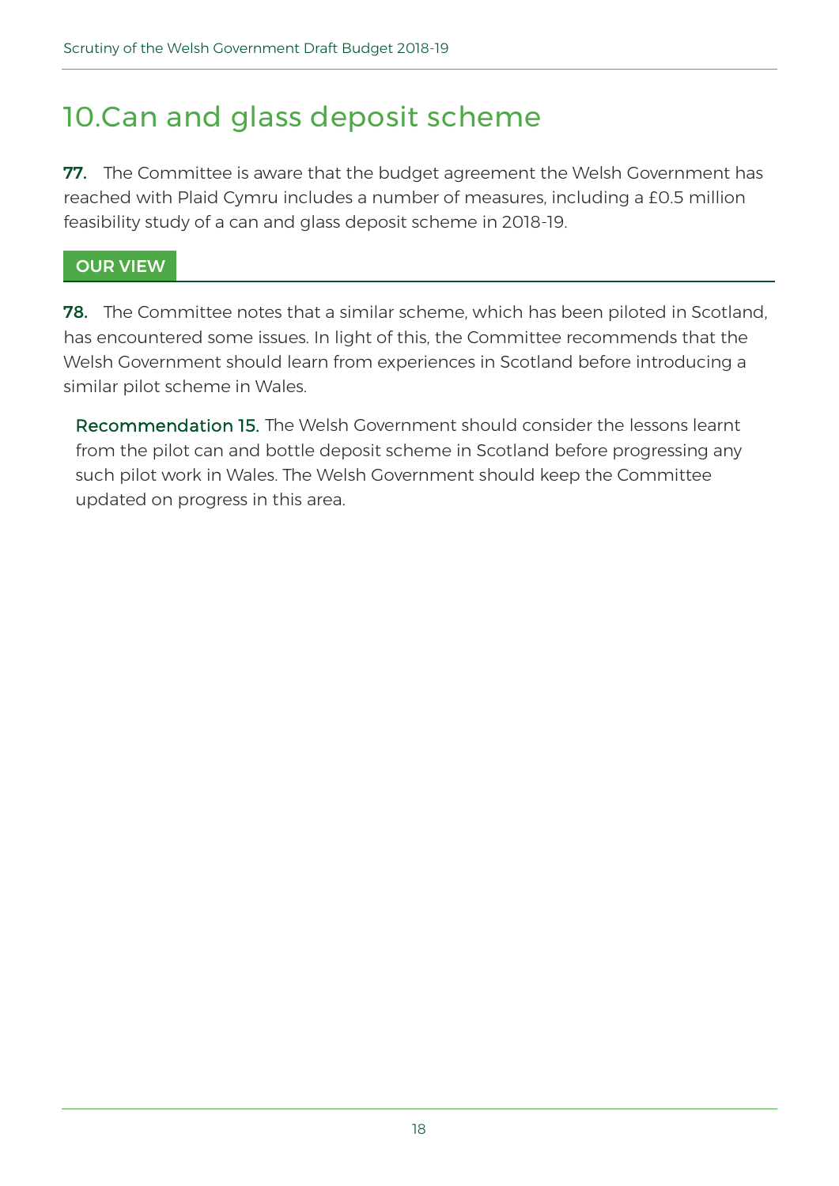# 10.Can and glass deposit scheme

**77.** The Committee is aware that the budget agreement the Welsh Government has reached with Plaid Cymru includes a number of measures, including a £0.5 million feasibility study of a can and glass deposit scheme in 2018-19.

## OUR VIEW

**78.** The Committee notes that a similar scheme, which has been piloted in Scotland, has encountered some issues. In light of this, the Committee recommends that the Welsh Government should learn from experiences in Scotland before introducing a similar pilot scheme in Wales.

> **Recommendation 15.** The Welsh Government should consider the lessons learnt from the pilot can and bottle deposit scheme in Scotland before progressing any such pilot work in Wales. The Welsh Government should keep the Committee updated on progress in this area.